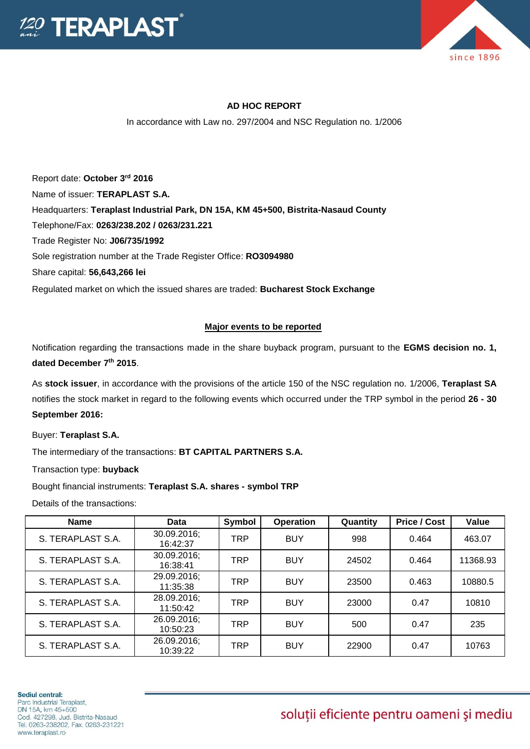**AD HOC REPORT**

In accordance with Law no. 297/2004 and NSC Regulation no. 1/2006

Report date: **October 3rd 2016**

Name of issuer: **TERAPLAST S.A.**

Headquarters: **Teraplast Industrial Park, DN 15A, KM 45+500, Bistrita-Nasaud County**

Telephone/Fax: **0263/238.202 / 0263/231.221**

Trade Register No: **J06/735/1992**

Sole registration number at the Trade Register Office: **RO3094980**

Share capital: **56,643,266 lei**

Regulated market on which the issued shares are traded: **Bucharest Stock Exchange**

**Major events to be reported**

Notification regarding the transactions made in the share buyback program, pursuant to the **EGMS decision no. 1, dated December 7th 2015**.

As **stock issuer**, in accordance with the provisions of the article 150 of the NSC regulation no. 1/2006, **Teraplast SA** notifies the stock market in regard to the following events which occurred under the TRP symbol in the period **26 - 30 September 2016:**

Buyer: **Teraplast S.A.**

The intermediary of the transactions: **BT CAPITAL PARTNERS S.A.**

Transaction type: **buyback**

Bought financial instruments: **Teraplast S.A. shares - symbol TRP**

Details of the transactions:

| Name | Data | Symbol | Operation | Quantity | Price / Cost | Value |
|---|---|---|---|---|---|---|
| S. TERAPLAST S.A. | 30.09.2016; 16:42:37 | TRP | BUY | 998 | 0.464 | 463.07 |
| S. TERAPLAST S.A. | 30.09.2016; 16:38:41 | TRP | BUY | 24502 | 0.464 | 11368.93 |
| S. TERAPLAST S.A. | 29.09.2016; 11:35:38 | TRP | BUY | 23500 | 0.463 | 10880.5 |
| S. TERAPLAST S.A. | 28.09.2016; 11:50:42 | TRP | BUY | 23000 | 0.47 | 10810 |
| S. TERAPLAST S.A. | 26.09.2016; 10:50:23 | TRP | BUY | 500 | 0.47 | 235 |
| S. TERAPLAST S.A. | 26.09.2016; 10:39:22 | TRP | BUY | 22900 | 0.47 | 10763 |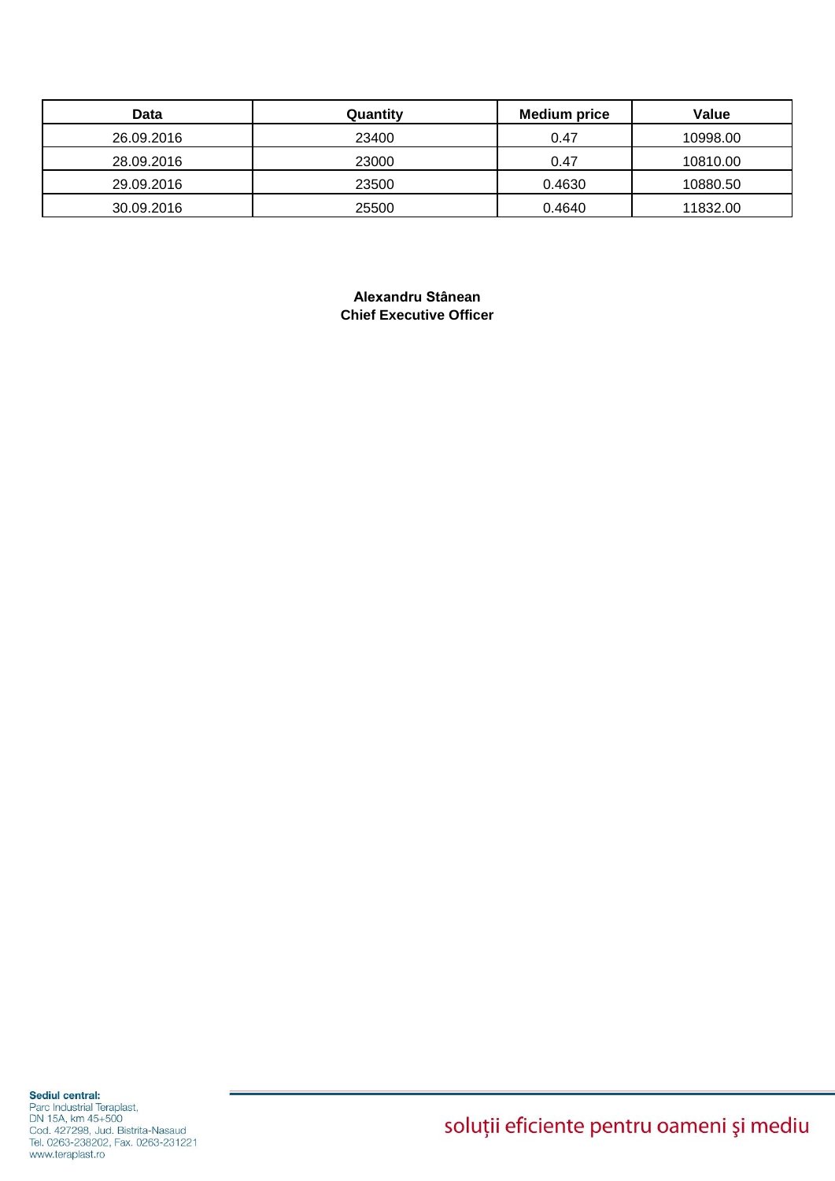| Data | Quantity | Medium price | Value |
| --- | --- | --- | --- |
| 26.09.2016 | 23400 | 0.47 | 10998.00 |
| 28.09.2016 | 23000 | 0.47 | 10810.00 |
| 29.09.2016 | 23500 | 0.4630 | 10880.50 |
| 30.09.2016 | 25500 | 0.4640 | 11832.00 |

**Alexandru Stânean**
**Chief Executive Officer**